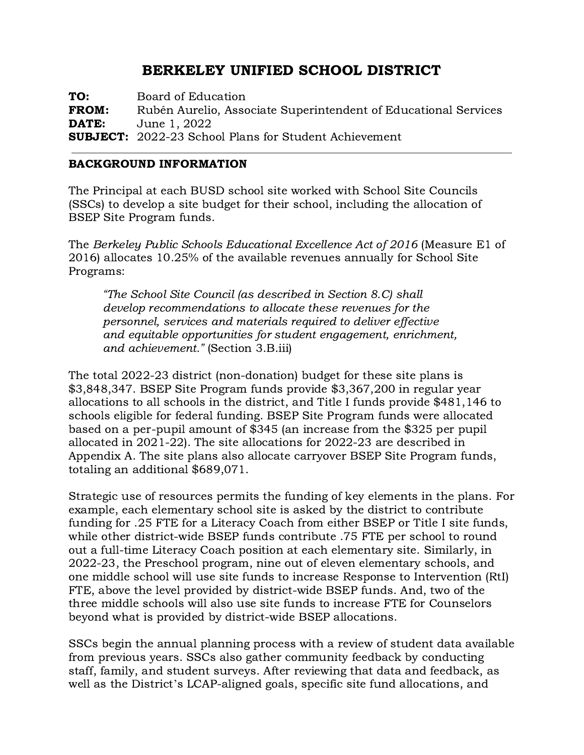# BERKELEY UNIFIED SCHOOL DISTRICT

**TO:** Board of Education
**FROM:** Rubén Aurelio, Associate Superintendent of Educational Services
**DATE:** June 1, 2022
**SUBJECT:** 2022-23 School Plans for Student Achievement

---

## BACKGROUND INFORMATION

The Principal at each BUSD school site worked with School Site Councils (SSCs) to develop a site budget for their school, including the allocation of BSEP Site Program funds.

The *Berkeley Public Schools Educational Excellence Act of 2016* (Measure E1 of 2016) allocates 10.25% of the available revenues annually for School Site Programs:

> *"The School Site Council (as described in Section 8.C) shall develop recommendations to allocate these revenues for the personnel, services and materials required to deliver effective and equitable opportunities for student engagement, enrichment, and achievement."* (Section 3.B.iii)

The total 2022-23 district (non-donation) budget for these site plans is $3,848,347. BSEP Site Program funds provide $3,367,200 in regular year allocations to all schools in the district, and Title I funds provide $481,146 to schools eligible for federal funding. BSEP Site Program funds were allocated based on a per-pupil amount of $345 (an increase from the $325 per pupil allocated in 2021-22). The site allocations for 2022-23 are described in Appendix A. The site plans also allocate carryover BSEP Site Program funds, totaling an additional $689,071.

Strategic use of resources permits the funding of key elements in the plans. For example, each elementary school site is asked by the district to contribute funding for .25 FTE for a Literacy Coach from either BSEP or Title I site funds, while other district-wide BSEP funds contribute .75 FTE per school to round out a full-time Literacy Coach position at each elementary site. Similarly, in 2022-23, the Preschool program, nine out of eleven elementary schools, and one middle school will use site funds to increase Response to Intervention (RtI) FTE, above the level provided by district-wide BSEP funds. And, two of the three middle schools will also use site funds to increase FTE for Counselors beyond what is provided by district-wide BSEP allocations.

SSCs begin the annual planning process with a review of student data available from previous years. SSCs also gather community feedback by conducting staff, family, and student surveys. After reviewing that data and feedback, as well as the District's LCAP-aligned goals, specific site fund allocations, and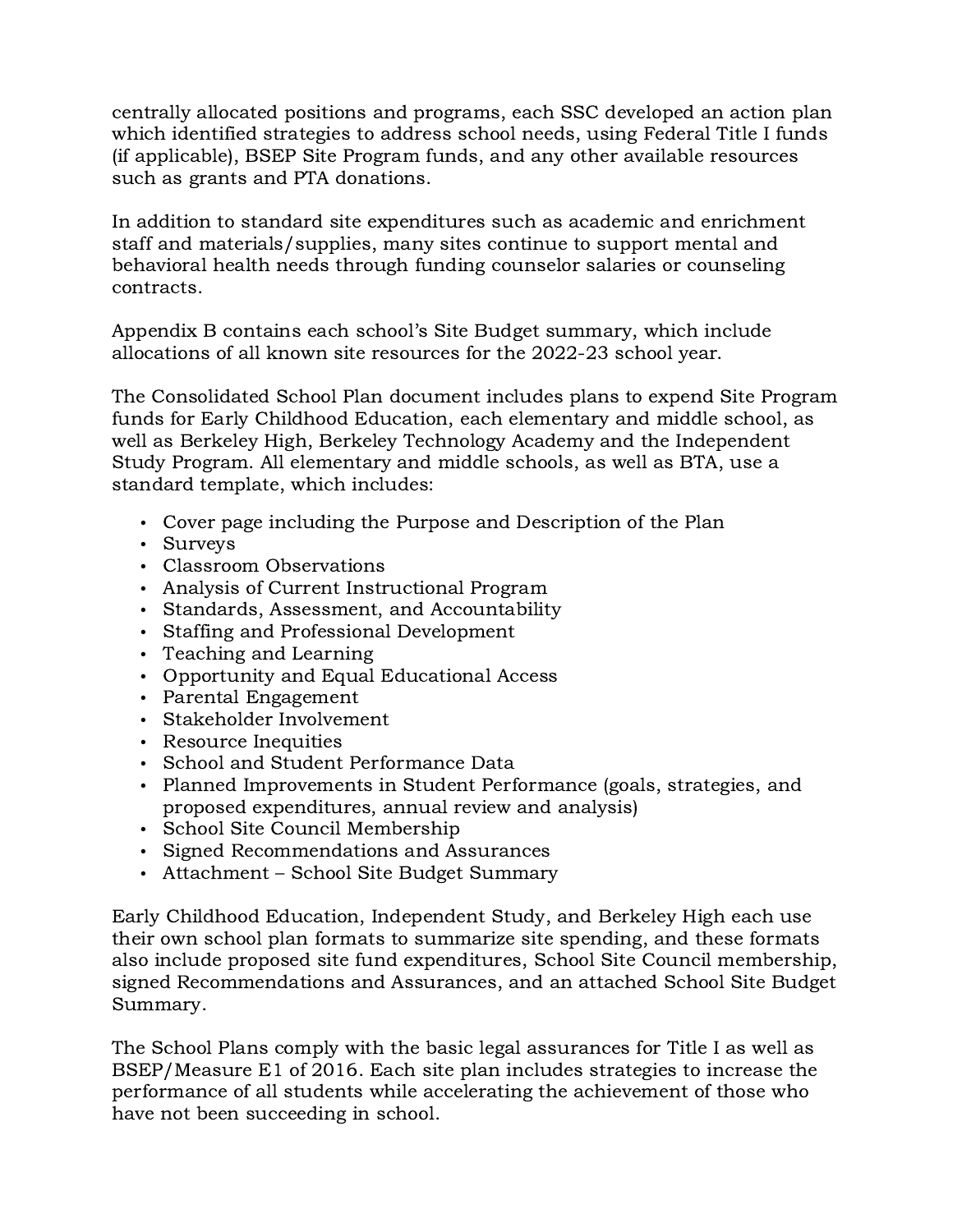centrally allocated positions and programs, each SSC developed an action plan which identified strategies to address school needs, using Federal Title I funds (if applicable), BSEP Site Program funds, and any other available resources such as grants and PTA donations.

In addition to standard site expenditures such as academic and enrichment staff and materials/supplies, many sites continue to support mental and behavioral health needs through funding counselor salaries or counseling contracts.

Appendix B contains each school's Site Budget summary, which include allocations of all known site resources for the 2022-23 school year.

The Consolidated School Plan document includes plans to expend Site Program funds for Early Childhood Education, each elementary and middle school, as well as Berkeley High, Berkeley Technology Academy and the Independent Study Program. All elementary and middle schools, as well as BTA, use a standard template, which includes:

- Cover page including the Purpose and Description of the Plan
- Surveys
- Classroom Observations
- Analysis of Current Instructional Program
- Standards, Assessment, and Accountability
- Staffing and Professional Development
- Teaching and Learning
- Opportunity and Equal Educational Access
- Parental Engagement
- Stakeholder Involvement
- Resource Inequities
- School and Student Performance Data
- Planned Improvements in Student Performance (goals, strategies, and proposed expenditures, annual review and analysis)
- School Site Council Membership
- Signed Recommendations and Assurances
- Attachment – School Site Budget Summary

Early Childhood Education, Independent Study, and Berkeley High each use their own school plan formats to summarize site spending, and these formats also include proposed site fund expenditures, School Site Council membership, signed Recommendations and Assurances, and an attached School Site Budget Summary.

The School Plans comply with the basic legal assurances for Title I as well as BSEP/Measure E1 of 2016. Each site plan includes strategies to increase the performance of all students while accelerating the achievement of those who have not been succeeding in school.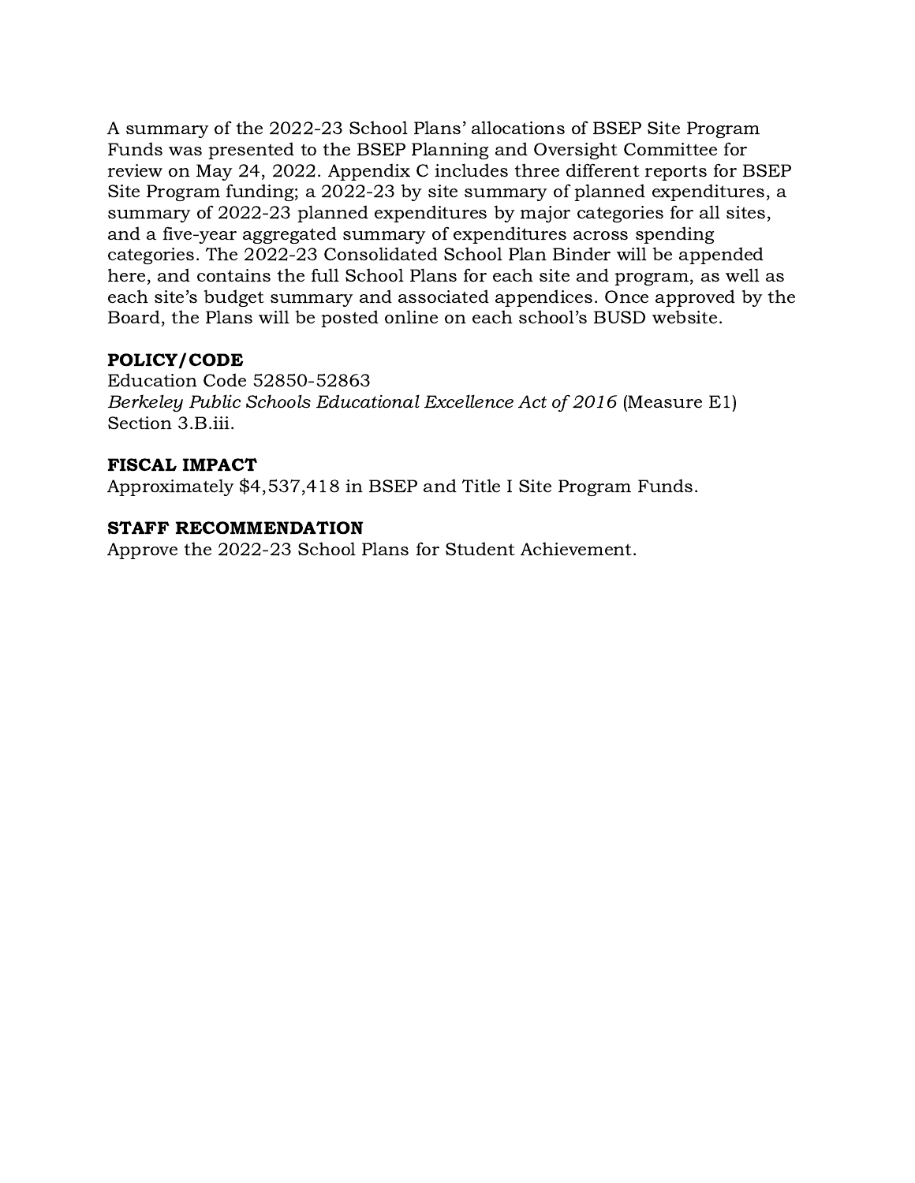A summary of the 2022-23 School Plans' allocations of BSEP Site Program Funds was presented to the BSEP Planning and Oversight Committee for review on May 24, 2022. Appendix C includes three different reports for BSEP Site Program funding; a 2022-23 by site summary of planned expenditures, a summary of 2022-23 planned expenditures by major categories for all sites, and a five-year aggregated summary of expenditures across spending categories. The 2022-23 Consolidated School Plan Binder will be appended here, and contains the full School Plans for each site and program, as well as each site's budget summary and associated appendices. Once approved by the Board, the Plans will be posted online on each school's BUSD website.

**POLICY/CODE**

Education Code 52850-52863
*Berkeley Public Schools Educational Excellence Act of 2016* (Measure E1) Section 3.B.iii.

**FISCAL IMPACT**

Approximately $4,537,418 in BSEP and Title I Site Program Funds.

**STAFF RECOMMENDATION**

Approve the 2022-23 School Plans for Student Achievement.